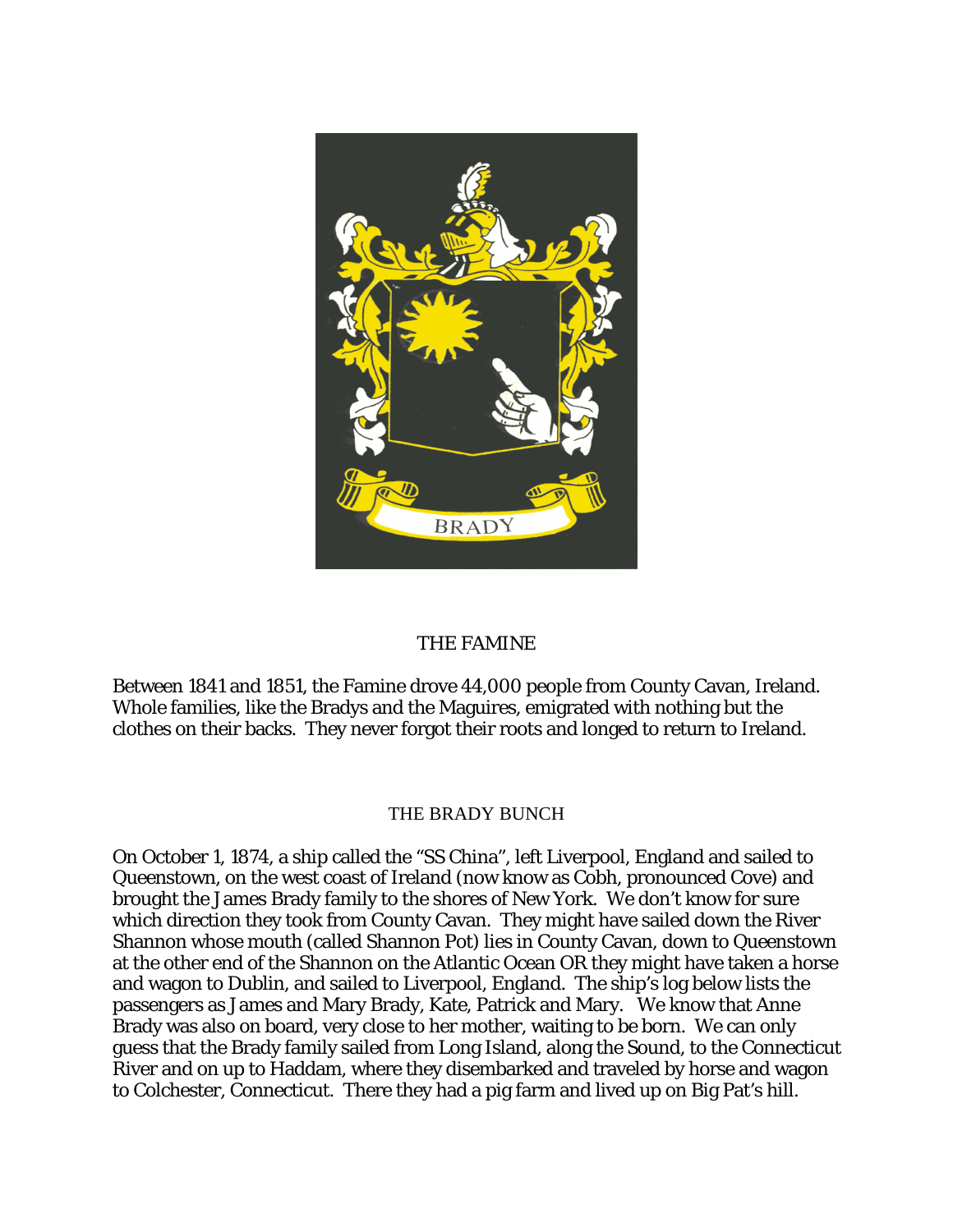BRADY

## THE FAMINE

Between 1841 and 1851, the Famine drove 44,000 people from County Cavan, Ireland. Whole families, like the Bradys and the Maguires, emigrated with nothing but the clothes on their backs. They never forgot their roots and longed to return to Ireland.

## THE BRADY BUNCH

On October 1, 1874, a ship called the "SS China", left Liverpool, England and sailed to Queenstown, on the west coast of Ireland (now know as Cobh, pronounced Cove) and brought the James Brady family to the shores of New York. We don't know for sure which direction they took from County Cavan. They might have sailed down the River Shannon whose mouth (called Shannon Pot) lies in County Cavan, down to Queenstown at the other end of the Shannon on the Atlantic Ocean OR they might have taken a horse and wagon to Dublin, and sailed to Liverpool, England. The ship's log below lists the passengers as James and Mary Brady, Kate, Patrick and Mary. We know that Anne Brady was also on board, very close to her mother, waiting to be born. We can only guess that the Brady family sailed from Long Island, along the Sound, to the Connecticut River and on up to Haddam, where they disembarked and traveled by horse and wagon to Colchester, Connecticut. There they had a pig farm and lived up on Big Pat's hill.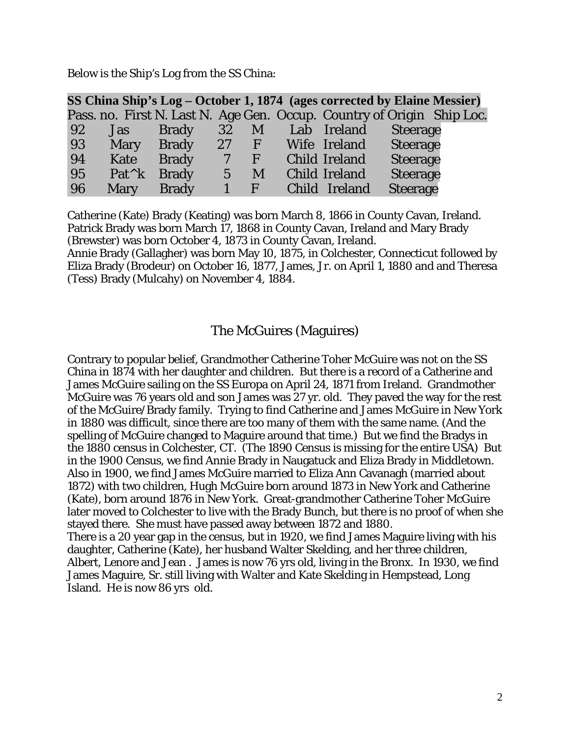Below is the Ship's Log from the SS China:

| **SS China Ship's Log – October 1, 1874 (ages corrected by Elaine Messier)** | | | | | | | |
|---|---|---|---|---|---|---|---|
| Pass. no. | First N. | Last N. | Age | Gen. | Occup. | Country of Origin | Ship Loc. |
| 92 | Jas | Brady | 32 | M | Lab | Ireland | Steerage |
| 93 | Mary | Brady | 27 | F | Wife | Ireland | Steerage |
| 94 | Kate | Brady | 7 | F | Child | Ireland | Steerage |
| 95 | Pat^k | Brady | 5 | M | Child | Ireland | Steerage |
| 96 | Mary | Brady | 1 | F | Child | Ireland | Steerage |

Catherine (Kate) Brady (Keating) was born March 8, 1866 in County Cavan, Ireland. Patrick Brady was born March 17, 1868 in County Cavan, Ireland and Mary Brady (Brewster) was born October 4, 1873 in County Cavan, Ireland.
Annie Brady (Gallagher) was born May 10, 1875, in Colchester, Connecticut followed by Eliza Brady (Brodeur) on October 16, 1877, James, Jr. on April 1, 1880 and and Theresa (Tess) Brady (Mulcahy) on November 4, 1884.

## The McGuires (Maguires)

Contrary to popular belief, Grandmother Catherine Toher McGuire was not on the SS China in 1874 with her daughter and children. But there is a record of a Catherine and James McGuire sailing on the SS Europa on April 24, 1871 from Ireland. Grandmother McGuire was 76 years old and son James was 27 yr. old. They paved the way for the rest of the McGuire/Brady family. Trying to find Catherine and James McGuire in New York in 1880 was difficult, since there are too many of them with the same name. (And the spelling of McGuire changed to Maguire around that time.) But we find the Bradys in the 1880 census in Colchester, CT. (The 1890 Census is missing for the entire USA) But in the 1900 Census, we find Annie Brady in Naugatuck and Eliza Brady in Middletown. Also in 1900, we find James McGuire married to Eliza Ann Cavanagh (married about 1872) with two children, Hugh McGuire born around 1873 in New York and Catherine (Kate), born around 1876 in New York. Great-grandmother Catherine Toher McGuire later moved to Colchester to live with the Brady Bunch, but there is no proof of when she stayed there. She must have passed away between 1872 and 1880.
There is a 20 year gap in the census, but in 1920, we find James Maguire living with his daughter, Catherine (Kate), her husband Walter Skelding, and her three children, Albert, Lenore and Jean . James is now 76 yrs old, living in the Bronx. In 1930, we find James Maguire, Sr. still living with Walter and Kate Skelding in Hempstead, Long Island. He is now 86 yrs old.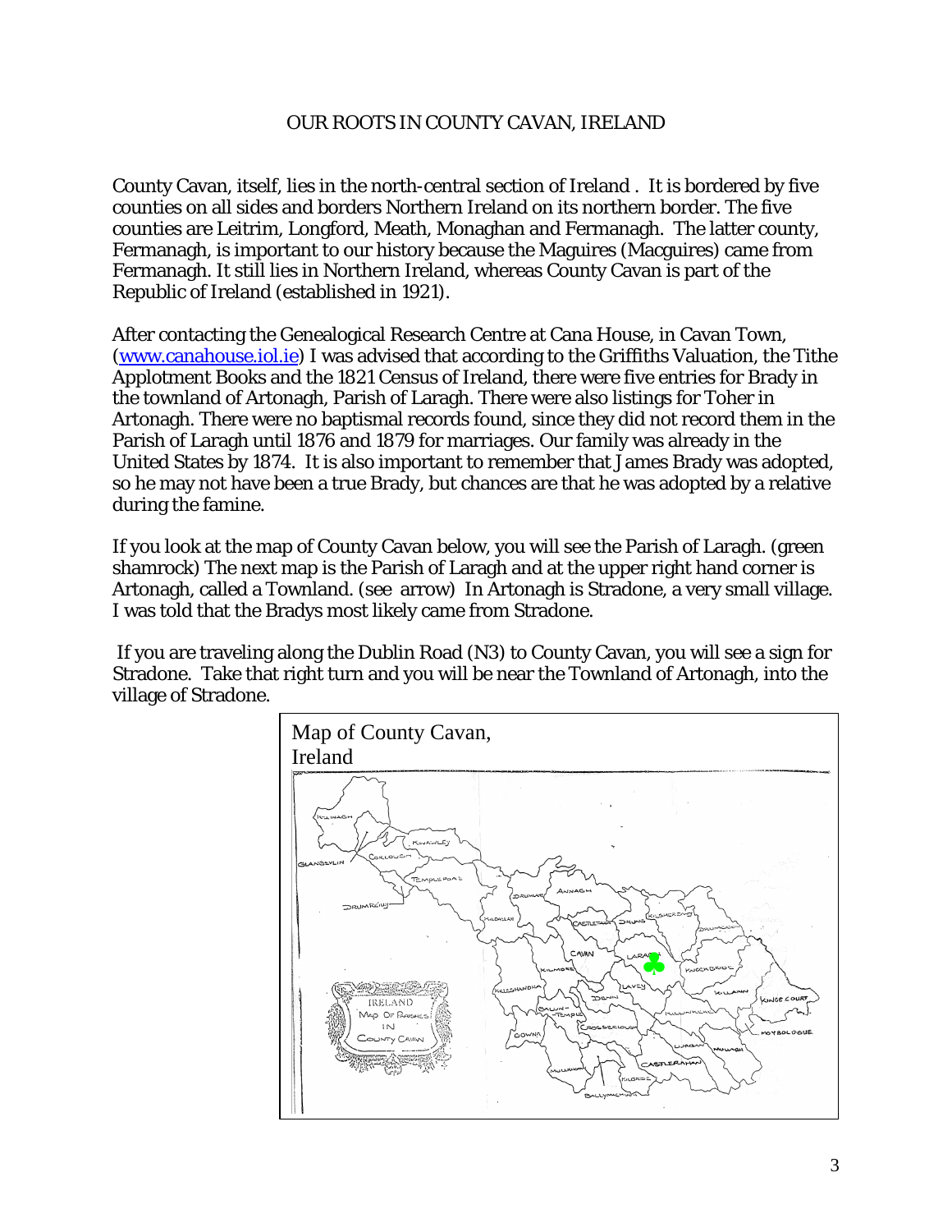# OUR ROOTS IN COUNTY CAVAN, IRELAND

County Cavan, itself, lies in the north-central section of Ireland . It is bordered by five counties on all sides and borders Northern Ireland on its northern border. The five counties are Leitrim, Longford, Meath, Monaghan and Fermanagh. The latter county, Fermanagh, is important to our history because the Maguires (Macguires) came from Fermanagh. It still lies in Northern Ireland, whereas County Cavan is part of the Republic of Ireland (established in 1921).

After contacting the Genealogical Research Centre at Cana House, in Cavan Town, ([www.canahouse.iol.ie](www.canahouse.iol.ie)) I was advised that according to the Griffiths Valuation, the Tithe Applotment Books and the 1821 Census of Ireland, there were five entries for Brady in the townland of Artonagh, Parish of Laragh. There were also listings for Toher in Artonagh. There were no baptismal records found, since they did not record them in the Parish of Laragh until 1876 and 1879 for marriages. Our family was already in the United States by 1874. It is also important to remember that James Brady was adopted, so he may not have been a true Brady, but chances are that he was adopted by a relative during the famine.

If you look at the map of County Cavan below, you will see the Parish of Laragh. (green shamrock) The next map is the Parish of Laragh and at the upper right hand corner is Artonagh, called a Townland. (see arrow) In Artonagh is Stradone, a very small village. I was told that the Bradys most likely came from Stradone.

If you are traveling along the Dublin Road (N3) to County Cavan, you will see a sign for Stradone. Take that right turn and you will be near the Townland of Artonagh, into the village of Stradone.

Map of County Cavan, Ireland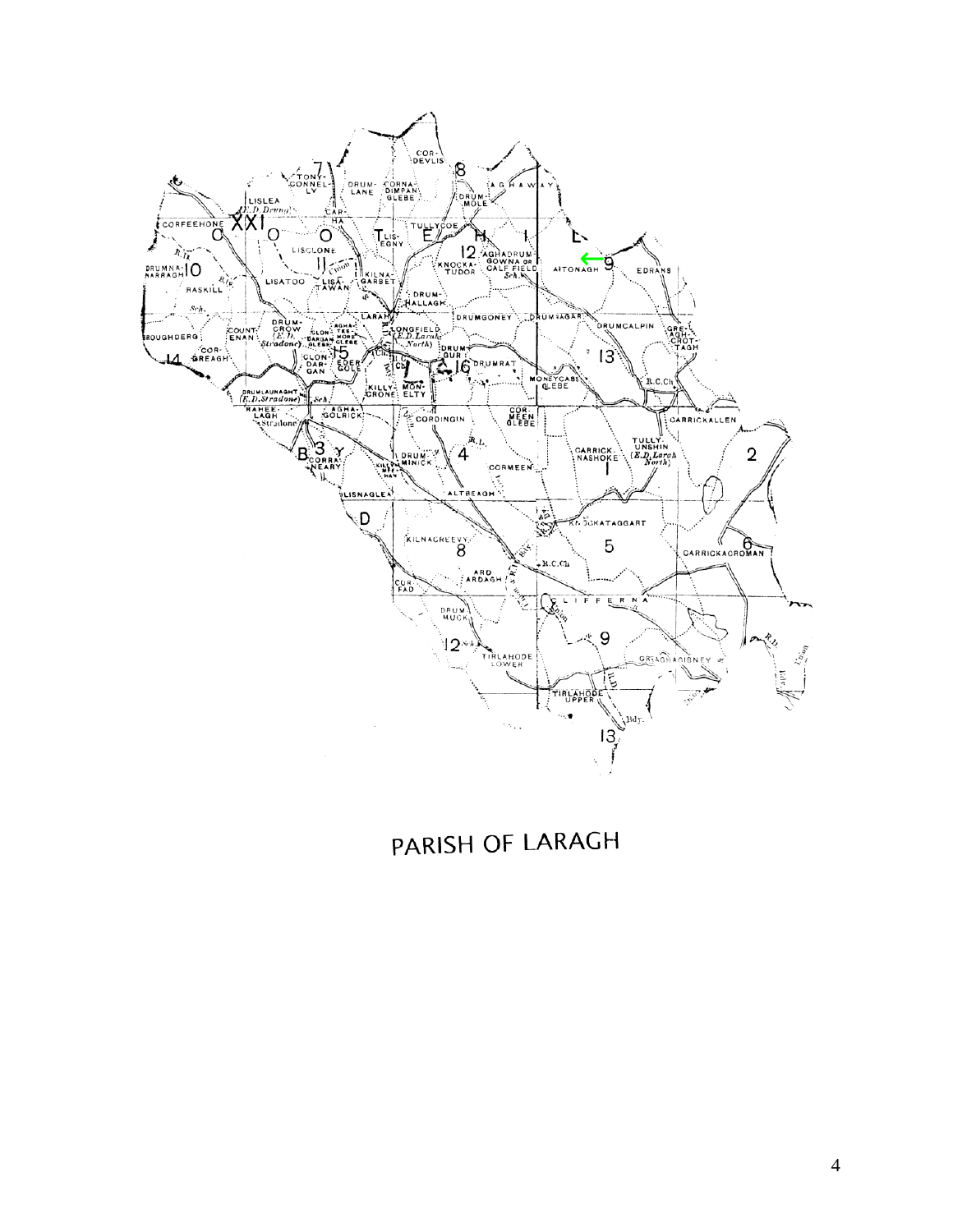PARISH OF LARAGH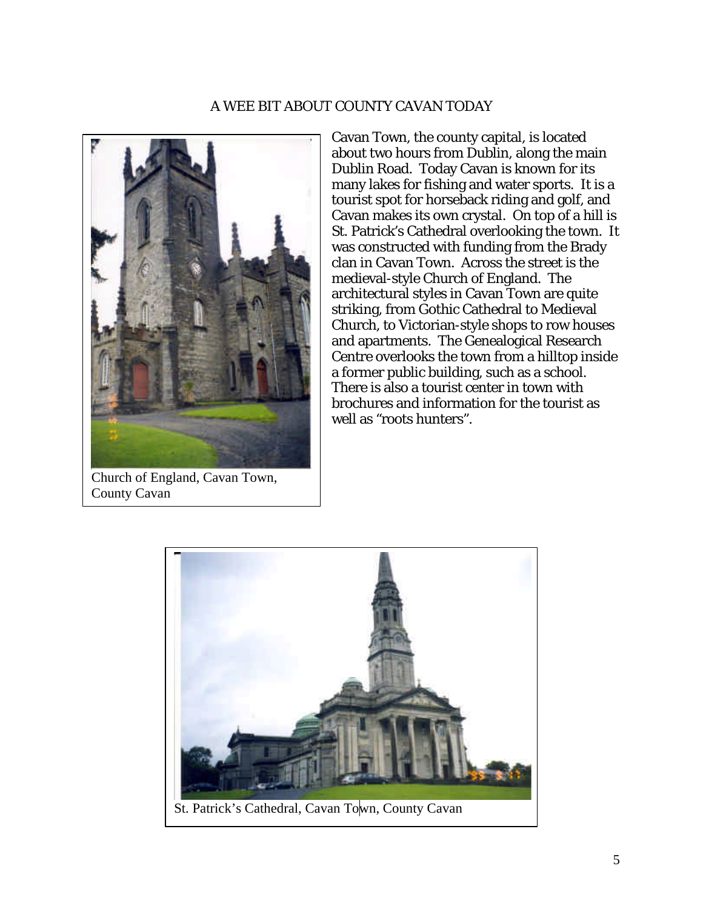# A WEE BIT ABOUT COUNTY CAVAN TODAY

Church of England, Cavan Town, County Cavan

Cavan Town, the county capital, is located about two hours from Dublin, along the main Dublin Road. Today Cavan is known for its many lakes for fishing and water sports. It is a tourist spot for horseback riding and golf, and Cavan makes its own crystal. On top of a hill is St. Patrick's Cathedral overlooking the town. It was constructed with funding from the Brady clan in Cavan Town. Across the street is the medieval-style Church of England. The architectural styles in Cavan Town are quite striking, from Gothic Cathedral to Medieval Church, to Victorian-style shops to row houses and apartments. The Genealogical Research Centre overlooks the town from a hilltop inside a former public building, such as a school. There is also a tourist center in town with brochures and information for the tourist as well as "roots hunters".

St. Patrick's Cathedral, Cavan Town, County Cavan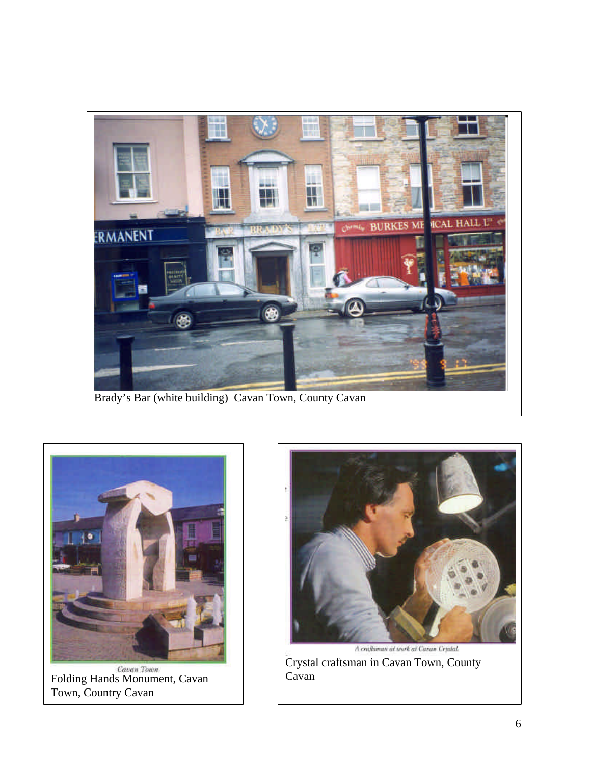Brady's Bar (white building)  Cavan Town, County Cavan

Cavan Town

Folding Hands Monument, Cavan Town, Country Cavan

A craftsman at work at Cavan Crystal

Crystal craftsman in Cavan Town, County Cavan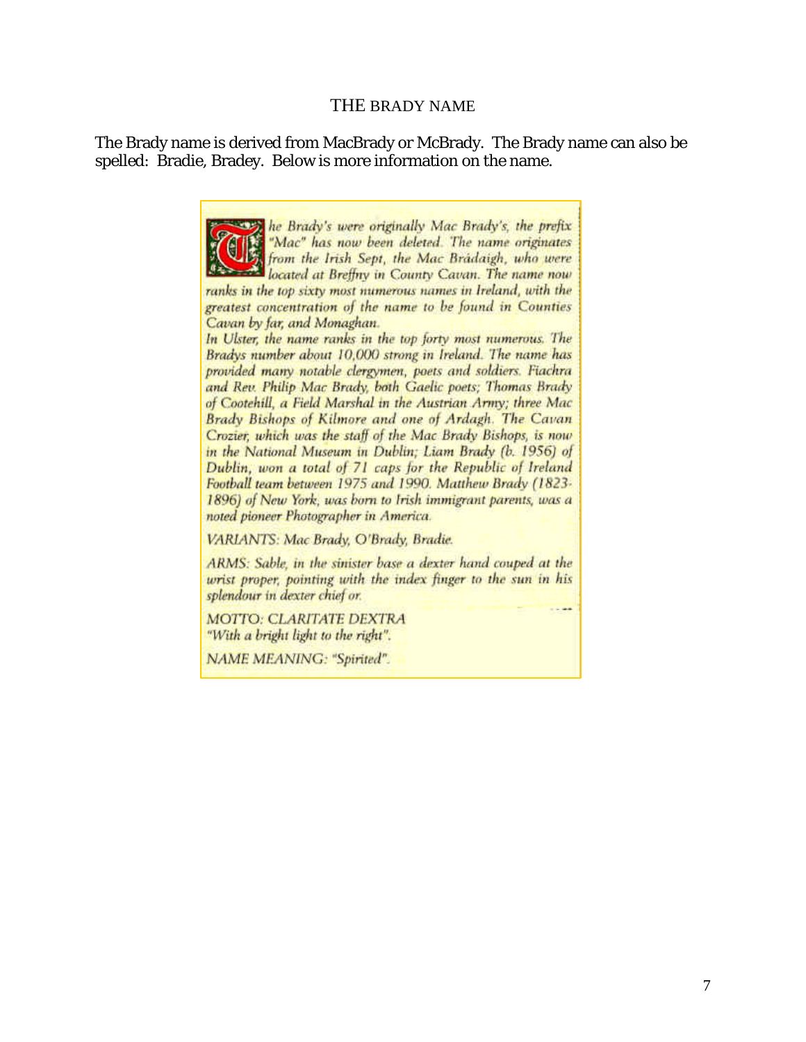# THE BRADY NAME

The Brady name is derived from MacBrady or McBrady. The Brady name can also be spelled: Bradie, Bradey. Below is more information on the name.

*The Brady's were originally Mac Brady's, the prefix "Mac" has now been deleted. The name originates from the Irish Sept, the Mac Brádaigh, who were located at Breffny in County Cavan. The name now ranks in the top sixty most numerous names in Ireland, with the greatest concentration of the name to be found in Counties Cavan by far, and Monaghan.*

*In Ulster, the name ranks in the top forty most numerous. The Bradys number about 10,000 strong in Ireland. The name has provided many notable clergymen, poets and soldiers. Fiachra and Rev. Philip Mac Brady, both Gaelic poets; Thomas Brady of Cootehill, a Field Marshal in the Austrian Army; three Mac Brady Bishops of Kilmore and one of Ardagh. The Cavan Crozier, which was the staff of the Mac Brady Bishops, is now in the National Museum in Dublin; Liam Brady (b. 1956) of Dublin, won a total of 71 caps for the Republic of Ireland Football team between 1975 and 1990. Matthew Brady (1823-1896) of New York, was born to Irish immigrant parents, was a noted pioneer Photographer in America.*

*VARIANTS: Mac Brady, O'Brady, Bradie.*

*ARMS: Sable, in the sinister base a dexter hand couped at the wrist proper, pointing with the index finger to the sun in his splendour in dexter chief or.*

*MOTTO: CLARITATE DEXTRA*
*"With a bright light to the right".*

*NAME MEANING: "Spirited".*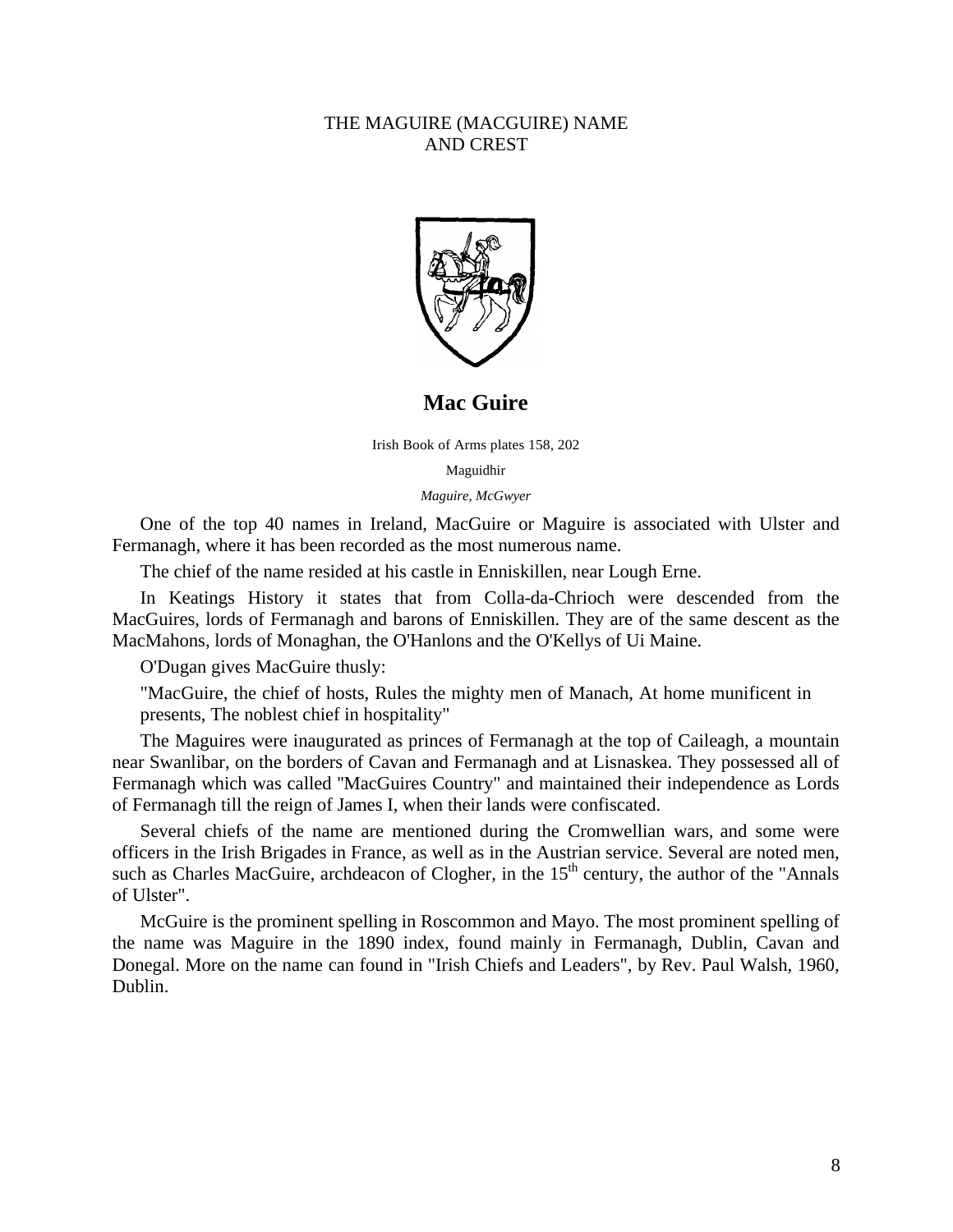# THE MAGUIRE (MACGUIRE) NAME AND CREST

## Mac Guire

Irish Book of Arms plates 158, 202

Maguidhir

*Maguire, McGwyer*

One of the top 40 names in Ireland, MacGuire or Maguire is associated with Ulster and Fermanagh, where it has been recorded as the most numerous name.

The chief of the name resided at his castle in Enniskillen, near Lough Erne.

In Keatings History it states that from Colla-da-Chrioch were descended from the MacGuires, lords of Fermanagh and barons of Enniskillen. They are of the same descent as the MacMahons, lords of Monaghan, the O'Hanlons and the O'Kellys of Ui Maine.

O'Dugan gives MacGuire thusly:

"MacGuire, the chief of hosts, Rules the mighty men of Manach, At home munificent in presents, The noblest chief in hospitality"

The Maguires were inaugurated as princes of Fermanagh at the top of Caileagh, a mountain near Swanlibar, on the borders of Cavan and Fermanagh and at Lisnaskea. They possessed all of Fermanagh which was called "MacGuires Country" and maintained their independence as Lords of Fermanagh till the reign of James I, when their lands were confiscated.

Several chiefs of the name are mentioned during the Cromwellian wars, and some were officers in the Irish Brigades in France, as well as in the Austrian service. Several are noted men, such as Charles MacGuire, archdeacon of Clogher, in the 15th century, the author of the "Annals of Ulster".

McGuire is the prominent spelling in Roscommon and Mayo. The most prominent spelling of the name was Maguire in the 1890 index, found mainly in Fermanagh, Dublin, Cavan and Donegal. More on the name can found in "Irish Chiefs and Leaders", by Rev. Paul Walsh, 1960, Dublin.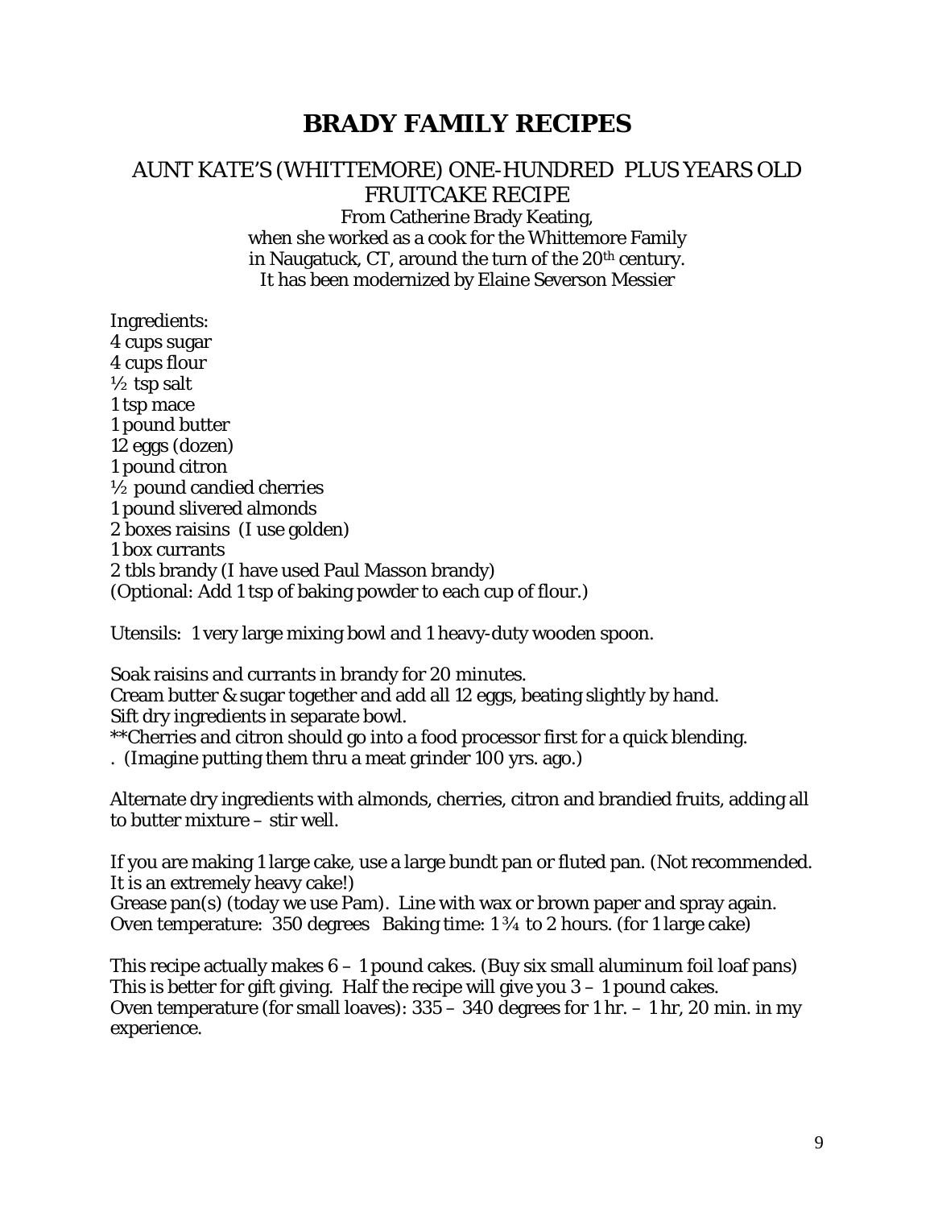# BRADY FAMILY RECIPES

## AUNT KATE'S (WHITTEMORE) ONE-HUNDRED PLUS YEARS OLD FRUITCAKE RECIPE

From Catherine Brady Keating,
when she worked as a cook for the Whittemore Family
in Naugatuck, CT, around the turn of the 20th century.
It has been modernized by Elaine Severson Messier

Ingredients:
4 cups sugar
4 cups flour
½ tsp salt
1 tsp mace
1 pound butter
12 eggs (dozen)
1 pound citron
½ pound candied cherries
1 pound slivered almonds
2 boxes raisins (I use golden)
1 box currants
2 tbls brandy (I have used Paul Masson brandy)
(Optional: Add 1 tsp of baking powder to each cup of flour.)

Utensils: 1 very large mixing bowl and 1 heavy-duty wooden spoon.

Soak raisins and currants in brandy for 20 minutes.
Cream butter & sugar together and add all 12 eggs, beating slightly by hand.
Sift dry ingredients in separate bowl.
**Cherries and citron should go into a food processor first for a quick blending.
. (Imagine putting them thru a meat grinder 100 yrs. ago.)

Alternate dry ingredients with almonds, cherries, citron and brandied fruits, adding all to butter mixture – stir well.

If you are making 1 large cake, use a large bundt pan or fluted pan. (Not recommended. It is an extremely heavy cake!)
Grease pan(s) (today we use Pam). Line with wax or brown paper and spray again.
Oven temperature: 350 degrees Baking time: 1 ¾ to 2 hours. (for 1 large cake)

This recipe actually makes 6 – 1 pound cakes. (Buy six small aluminum foil loaf pans)
This is better for gift giving. Half the recipe will give you 3 – 1 pound cakes.
Oven temperature (for small loaves): 335 – 340 degrees for 1 hr. – 1 hr, 20 min. in my experience.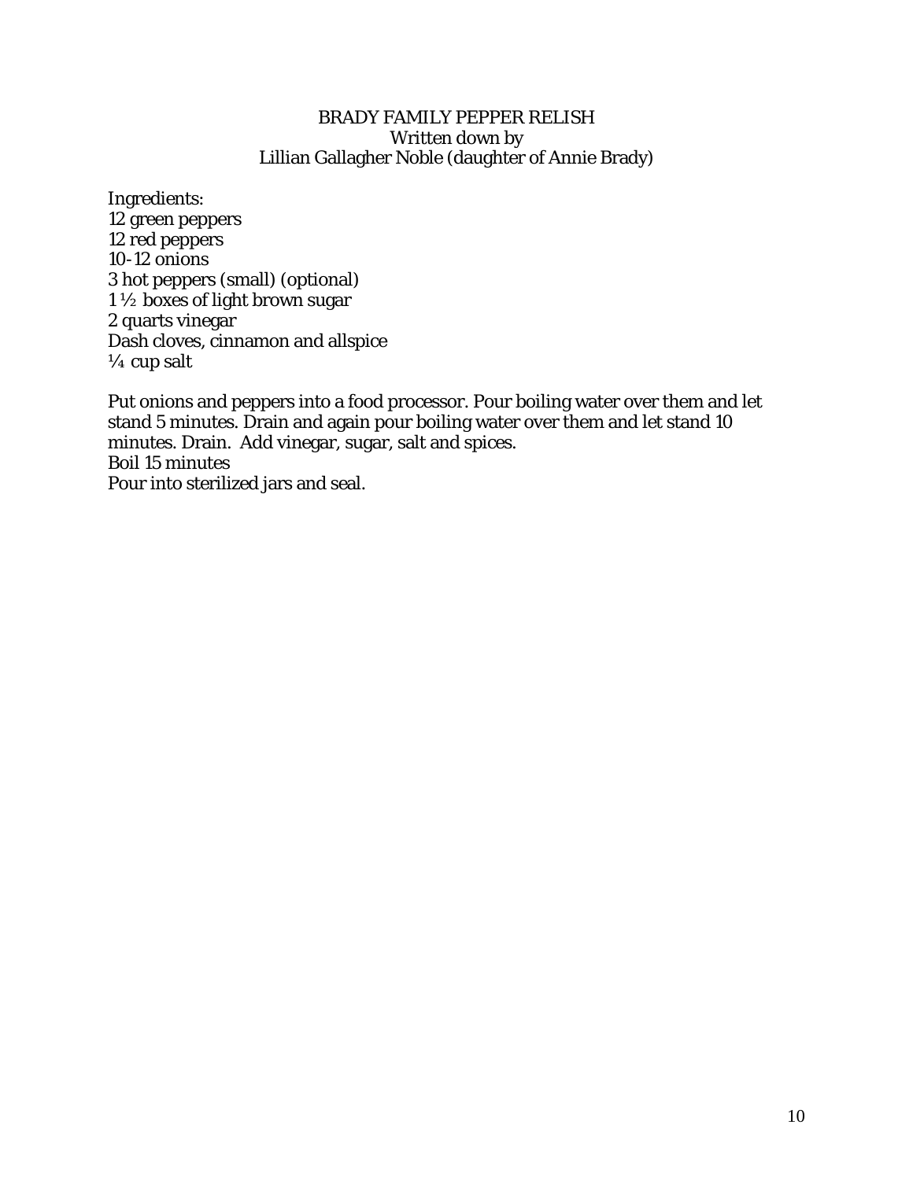# BRADY FAMILY PEPPER RELISH

Written down by
Lillian Gallagher Noble (daughter of Annie Brady)

Ingredients:
12 green peppers
12 red peppers
10-12 onions
3 hot peppers (small) (optional)
1 ½ boxes of light brown sugar
2 quarts vinegar
Dash cloves, cinnamon and allspice
¼ cup salt

Put onions and peppers into a food processor. Pour boiling water over them and let stand 5 minutes. Drain and again pour boiling water over them and let stand 10 minutes. Drain. Add vinegar, sugar, salt and spices.
Boil 15 minutes
Pour into sterilized jars and seal.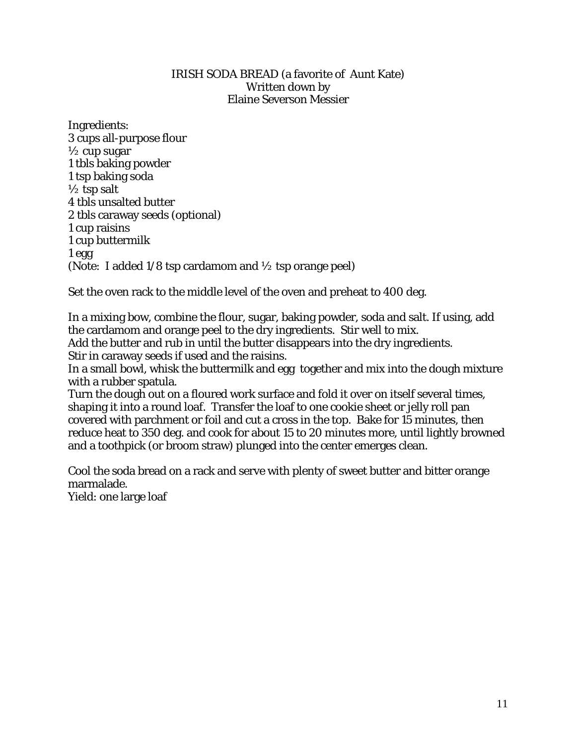# IRISH SODA BREAD (a favorite of Aunt Kate)
Written down by
Elaine Severson Messier

Ingredients:
3 cups all-purpose flour
½ cup sugar
1 tbls baking powder
1 tsp baking soda
½ tsp salt
4 tbls unsalted butter
2 tbls caraway seeds (optional)
1 cup raisins
1 cup buttermilk
1 egg
(Note: I added 1/8 tsp cardamom and ½ tsp orange peel)

Set the oven rack to the middle level of the oven and preheat to 400 deg.

In a mixing bow, combine the flour, sugar, baking powder, soda and salt. If using, add the cardamom and orange peel to the dry ingredients. Stir well to mix.
Add the butter and rub in until the butter disappears into the dry ingredients.
Stir in caraway seeds if used and the raisins.
In a small bowl, whisk the buttermilk and egg together and mix into the dough mixture with a rubber spatula.
Turn the dough out on a floured work surface and fold it over on itself several times, shaping it into a round loaf. Transfer the loaf to one cookie sheet or jelly roll pan covered with parchment or foil and cut a cross in the top. Bake for 15 minutes, then reduce heat to 350 deg. and cook for about 15 to 20 minutes more, until lightly browned and a toothpick (or broom straw) plunged into the center emerges clean.

Cool the soda bread on a rack and serve with plenty of sweet butter and bitter orange marmalade.
Yield: one large loaf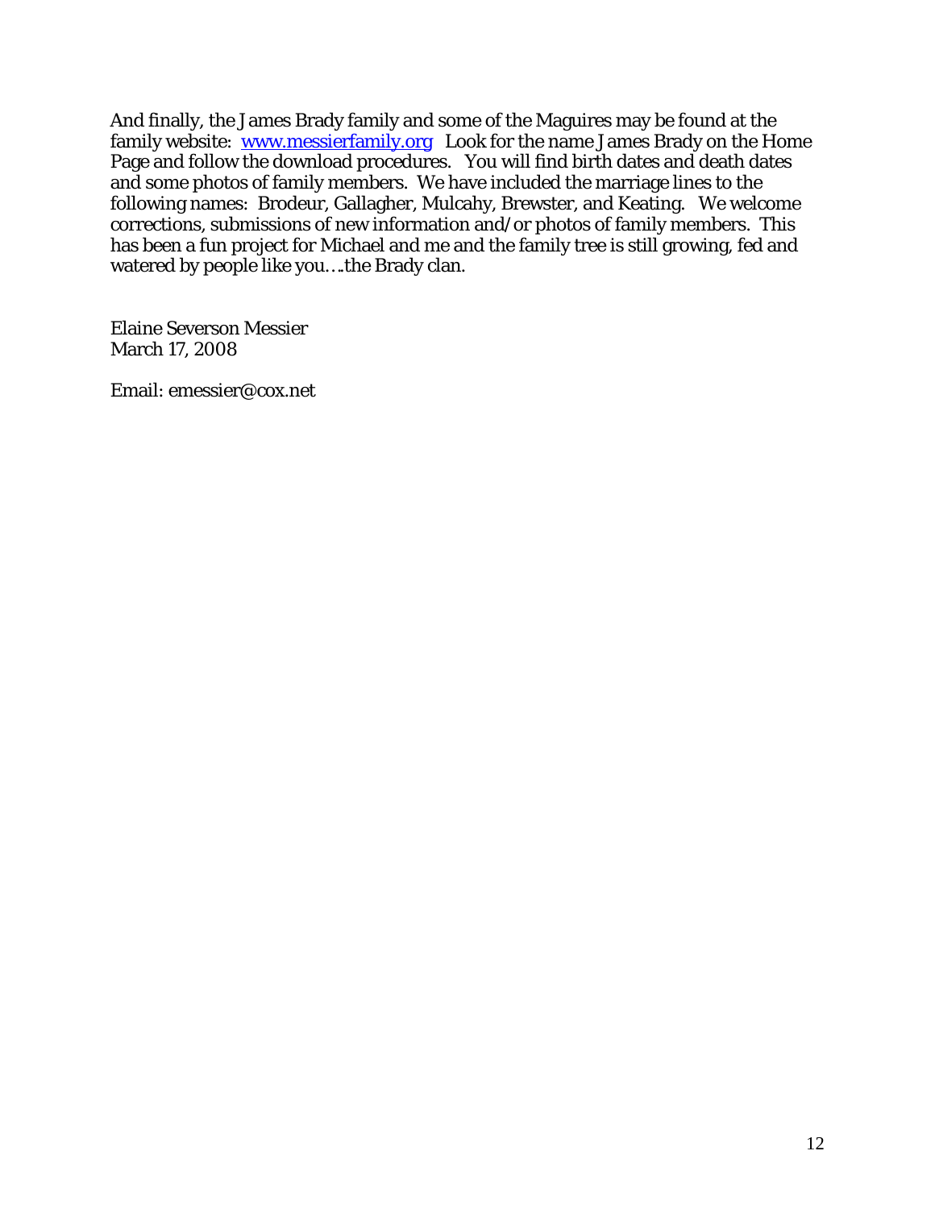And finally, the James Brady family and some of the Maguires may be found at the family website: [www.messierfamily.org](http://www.messierfamily.org) Look for the name James Brady on the Home Page and follow the download procedures. You will find birth dates and death dates and some photos of family members. We have included the marriage lines to the following names: Brodeur, Gallagher, Mulcahy, Brewster, and Keating. We welcome corrections, submissions of new information and/or photos of family members. This has been a fun project for Michael and me and the family tree is still growing, fed and watered by people like you….the Brady clan.

Elaine Severson Messier
March 17, 2008

Email: emessier@cox.net